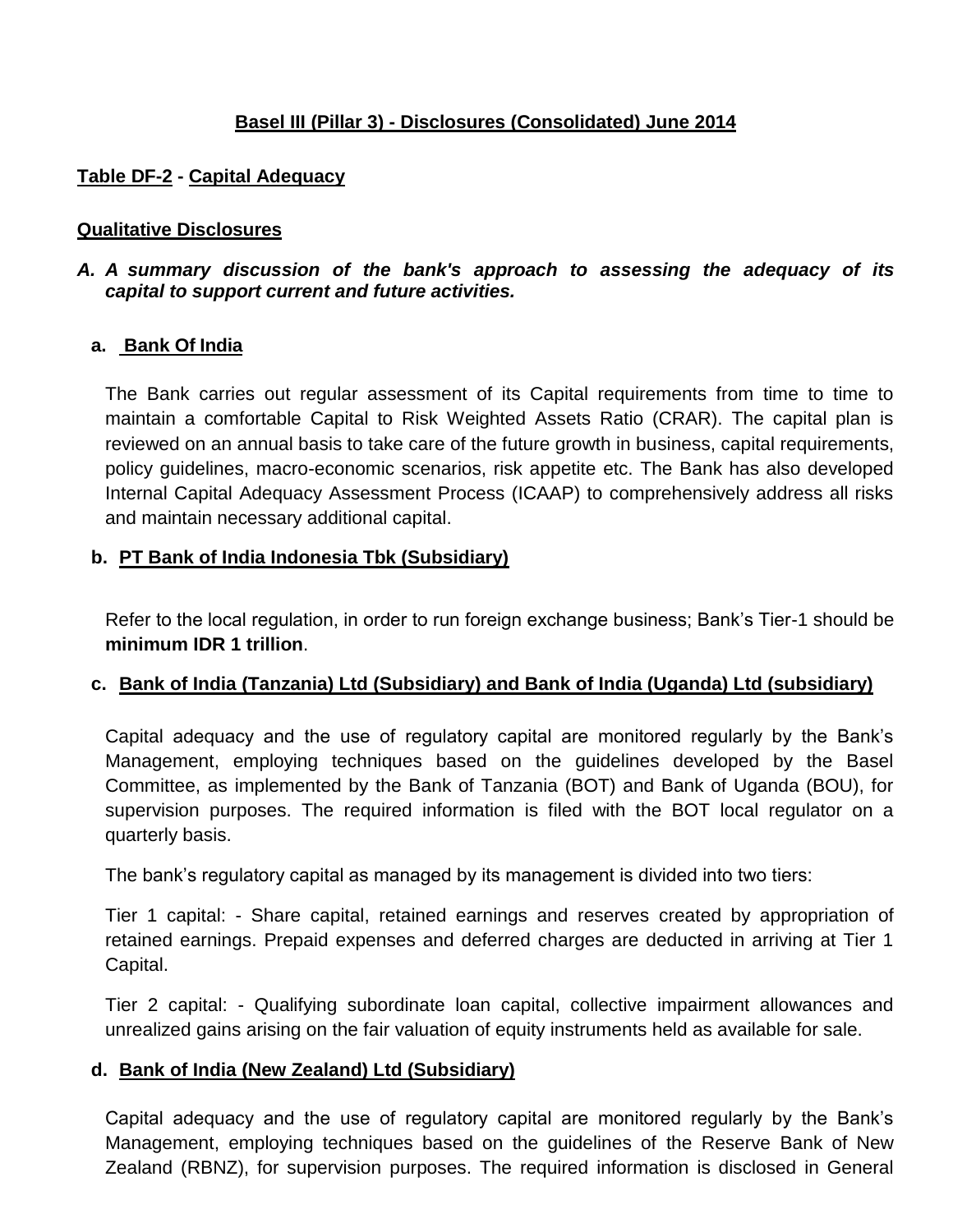# **Basel III (Pillar 3) - Disclosures (Consolidated) June 2014**

## **Table DF-2 - Capital Adequacy**

### **Qualitative Disclosures**

***A. A summary discussion of the bank's approach to assessing the adequacy of its capital to support current and future activities.***

**a. Bank Of India**

The Bank carries out regular assessment of its Capital requirements from time to time to maintain a comfortable Capital to Risk Weighted Assets Ratio (CRAR). The capital plan is reviewed on an annual basis to take care of the future growth in business, capital requirements, policy guidelines, macro-economic scenarios, risk appetite etc. The Bank has also developed Internal Capital Adequacy Assessment Process (ICAAP) to comprehensively address all risks and maintain necessary additional capital.

**b. PT Bank of India Indonesia Tbk (Subsidiary)**

Refer to the local regulation, in order to run foreign exchange business; Bank's Tier-1 should be **minimum IDR 1 trillion**.

**c. Bank of India (Tanzania) Ltd (Subsidiary) and Bank of India (Uganda) Ltd (subsidiary)**

Capital adequacy and the use of regulatory capital are monitored regularly by the Bank's Management, employing techniques based on the guidelines developed by the Basel Committee, as implemented by the Bank of Tanzania (BOT) and Bank of Uganda (BOU), for supervision purposes. The required information is filed with the BOT local regulator on a quarterly basis.

The bank's regulatory capital as managed by its management is divided into two tiers:

Tier 1 capital: - Share capital, retained earnings and reserves created by appropriation of retained earnings. Prepaid expenses and deferred charges are deducted in arriving at Tier 1 Capital.

Tier 2 capital: - Qualifying subordinate loan capital, collective impairment allowances and unrealized gains arising on the fair valuation of equity instruments held as available for sale.

**d. Bank of India (New Zealand) Ltd (Subsidiary)**

Capital adequacy and the use of regulatory capital are monitored regularly by the Bank's Management, employing techniques based on the guidelines of the Reserve Bank of New Zealand (RBNZ), for supervision purposes. The required information is disclosed in General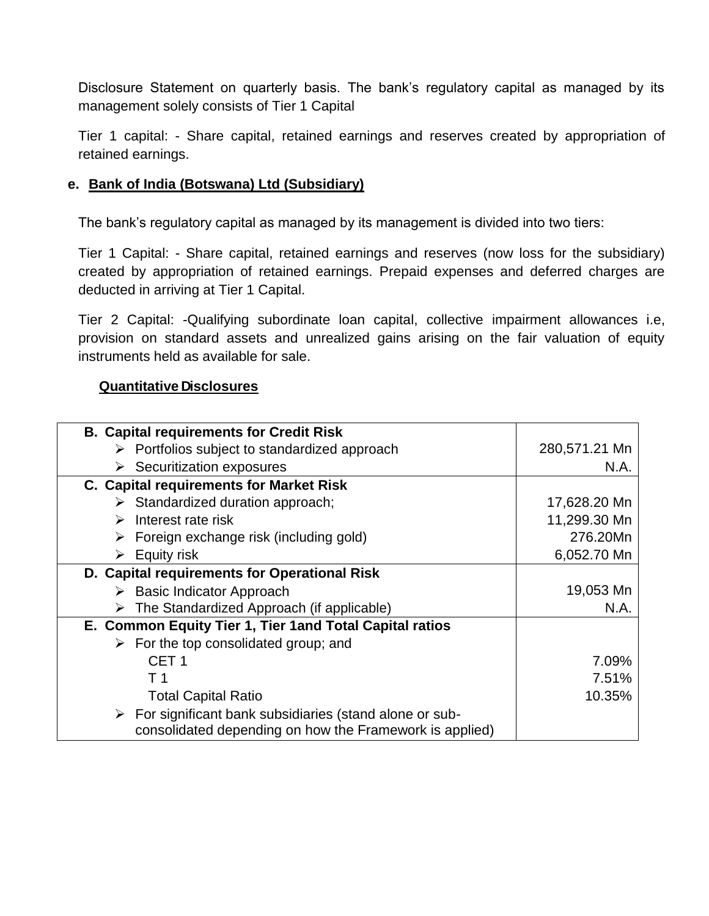Disclosure Statement on quarterly basis. The bank's regulatory capital as managed by its management solely consists of Tier 1 Capital

Tier 1 capital: - Share capital, retained earnings and reserves created by appropriation of retained earnings.

**e. Bank of India (Botswana) Ltd (Subsidiary)**

The bank's regulatory capital as managed by its management is divided into two tiers:

Tier 1 Capital: - Share capital, retained earnings and reserves (now loss for the subsidiary) created by appropriation of retained earnings. Prepaid expenses and deferred charges are deducted in arriving at Tier 1 Capital.

Tier 2 Capital: -Qualifying subordinate loan capital, collective impairment allowances i.e, provision on standard assets and unrealized gains arising on the fair valuation of equity instruments held as available for sale.

**Quantitative Disclosures**

| | |
|---|---|
| **B. Capital requirements for Credit Risk** | |
| ➢ Portfolios subject to standardized approach | 280,571.21 Mn |
| ➢ Securitization exposures | N.A. |
| **C. Capital requirements for Market Risk** | |
| ➢ Standardized duration approach; | 17,628.20 Mn |
| ➢ Interest rate risk | 11,299.30 Mn |
| ➢ Foreign exchange risk (including gold) | 276.20Mn |
| ➢ Equity risk | 6,052.70 Mn |
| **D. Capital requirements for Operational Risk** | |
| ➢ Basic Indicator Approach | 19,053 Mn |
| ➢ The Standardized Approach (if applicable) | N.A. |
| **E. Common Equity Tier 1, Tier 1and Total Capital ratios** | |
| ➢ For the top consolidated group; and | |
| CET 1 | 7.09% |
| T 1 | 7.51% |
| Total Capital Ratio | 10.35% |
| ➢ For significant bank subsidiaries (stand alone or sub-consolidated depending on how the Framework is applied) | |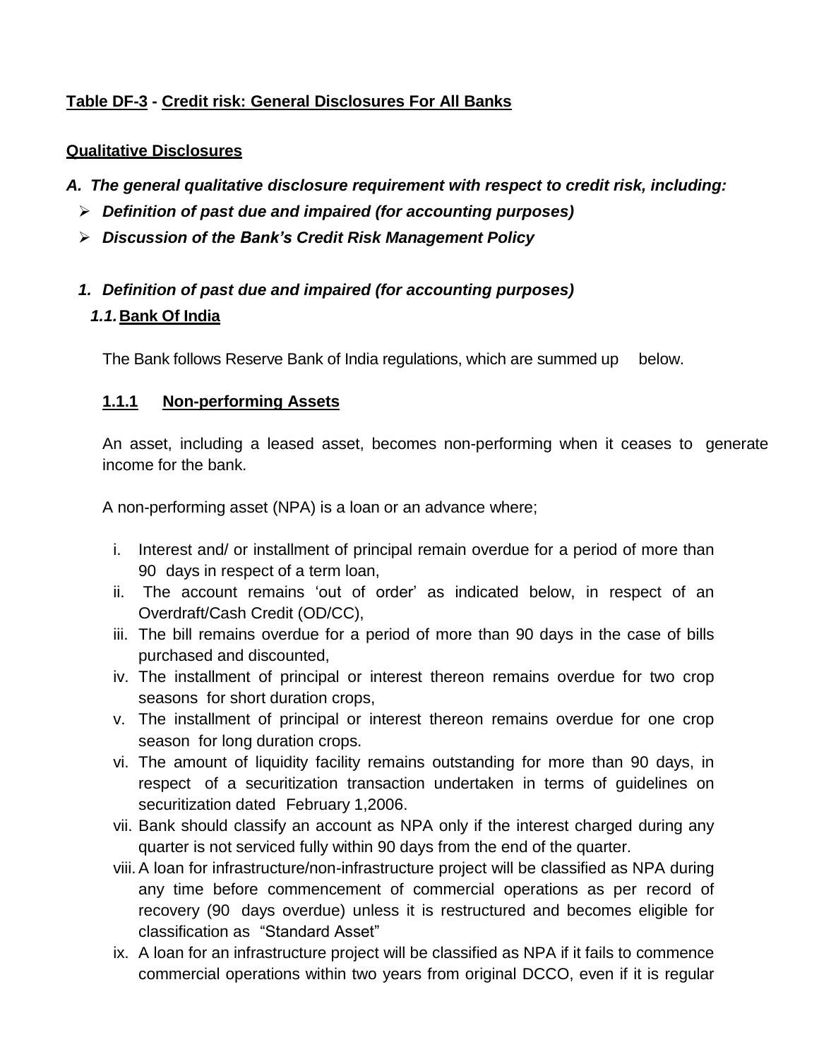**Table DF-3 - Credit risk: General Disclosures For All Banks**

**Qualitative Disclosures**

***A. The general qualitative disclosure requirement with respect to credit risk, including:***

- ***Definition of past due and impaired (for accounting purposes)***
- ***Discussion of the Bank's Credit Risk Management Policy***

***1. Definition of past due and impaired (for accounting purposes)***

***1.1.* Bank Of India**

The Bank follows Reserve Bank of India regulations, which are summed up below.

**1.1.1 Non-performing Assets**

An asset, including a leased asset, becomes non-performing when it ceases to generate income for the bank.

A non-performing asset (NPA) is a loan or an advance where;

i. Interest and/ or installment of principal remain overdue for a period of more than 90 days in respect of a term loan,
ii. The account remains 'out of order' as indicated below, in respect of an Overdraft/Cash Credit (OD/CC),
iii. The bill remains overdue for a period of more than 90 days in the case of bills purchased and discounted,
iv. The installment of principal or interest thereon remains overdue for two crop seasons for short duration crops,
v. The installment of principal or interest thereon remains overdue for one crop season for long duration crops.
vi. The amount of liquidity facility remains outstanding for more than 90 days, in respect of a securitization transaction undertaken in terms of guidelines on securitization dated February 1,2006.
vii. Bank should classify an account as NPA only if the interest charged during any quarter is not serviced fully within 90 days from the end of the quarter.
viii. A loan for infrastructure/non-infrastructure project will be classified as NPA during any time before commencement of commercial operations as per record of recovery (90 days overdue) unless it is restructured and becomes eligible for classification as "Standard Asset"
ix. A loan for an infrastructure project will be classified as NPA if it fails to commence commercial operations within two years from original DCCO, even if it is regular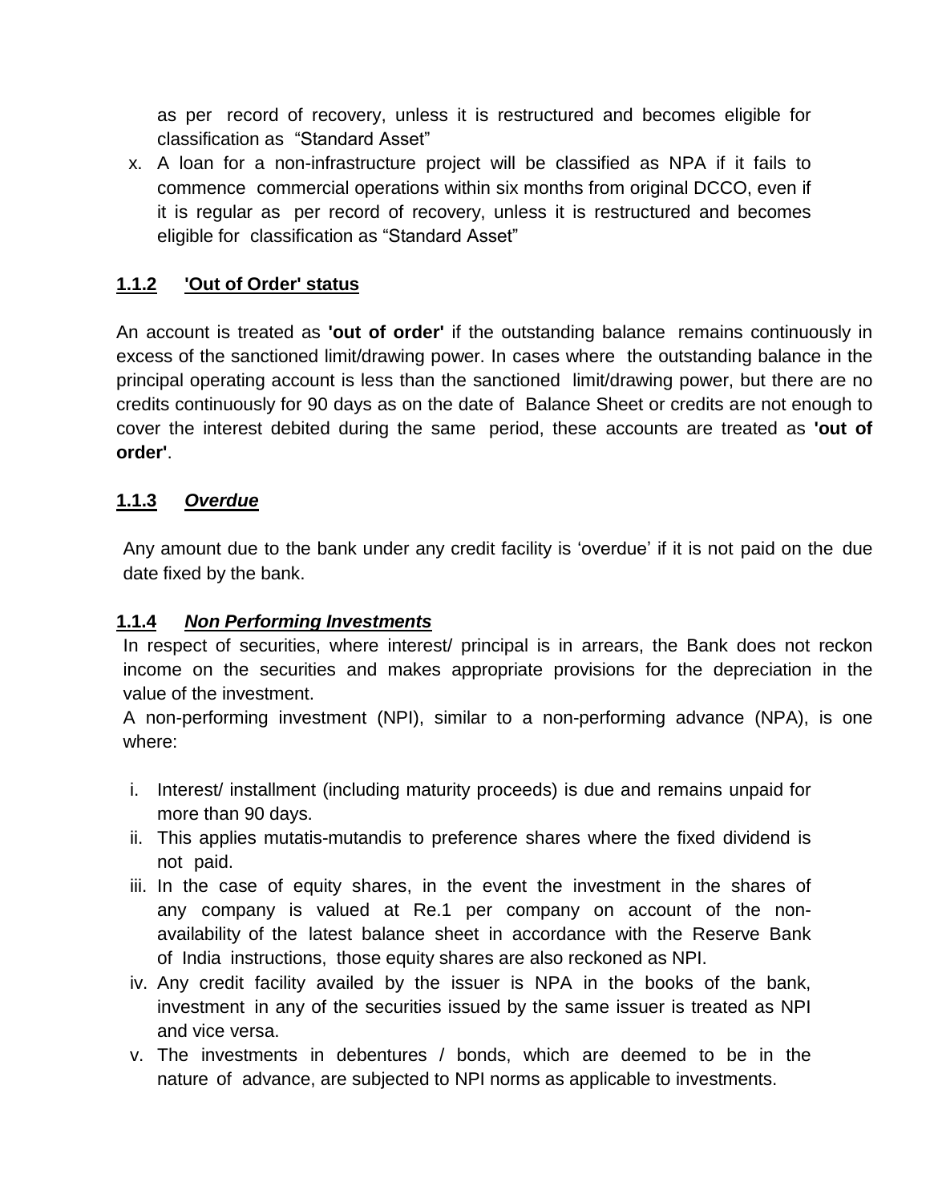as per record of recovery, unless it is restructured and becomes eligible for classification as "Standard Asset"

x. A loan for a non-infrastructure project will be classified as NPA if it fails to commence commercial operations within six months from original DCCO, even if it is regular as per record of recovery, unless it is restructured and becomes eligible for classification as "Standard Asset"

### 1.1.2 'Out of Order' status

An account is treated as **'out of order'** if the outstanding balance remains continuously in excess of the sanctioned limit/drawing power. In cases where the outstanding balance in the principal operating account is less than the sanctioned limit/drawing power, but there are no credits continuously for 90 days as on the date of Balance Sheet or credits are not enough to cover the interest debited during the same period, these accounts are treated as **'out of order'**.

### 1.1.3 *Overdue*

Any amount due to the bank under any credit facility is 'overdue' if it is not paid on the due date fixed by the bank.

### 1.1.4 *Non Performing Investments*

In respect of securities, where interest/ principal is in arrears, the Bank does not reckon income on the securities and makes appropriate provisions for the depreciation in the value of the investment.

A non-performing investment (NPI), similar to a non-performing advance (NPA), is one where:

i. Interest/ installment (including maturity proceeds) is due and remains unpaid for more than 90 days.
ii. This applies mutatis-mutandis to preference shares where the fixed dividend is not paid.
iii. In the case of equity shares, in the event the investment in the shares of any company is valued at Re.1 per company on account of the non-availability of the latest balance sheet in accordance with the Reserve Bank of India instructions, those equity shares are also reckoned as NPI.
iv. Any credit facility availed by the issuer is NPA in the books of the bank, investment in any of the securities issued by the same issuer is treated as NPI and vice versa.
v. The investments in debentures / bonds, which are deemed to be in the nature of advance, are subjected to NPI norms as applicable to investments.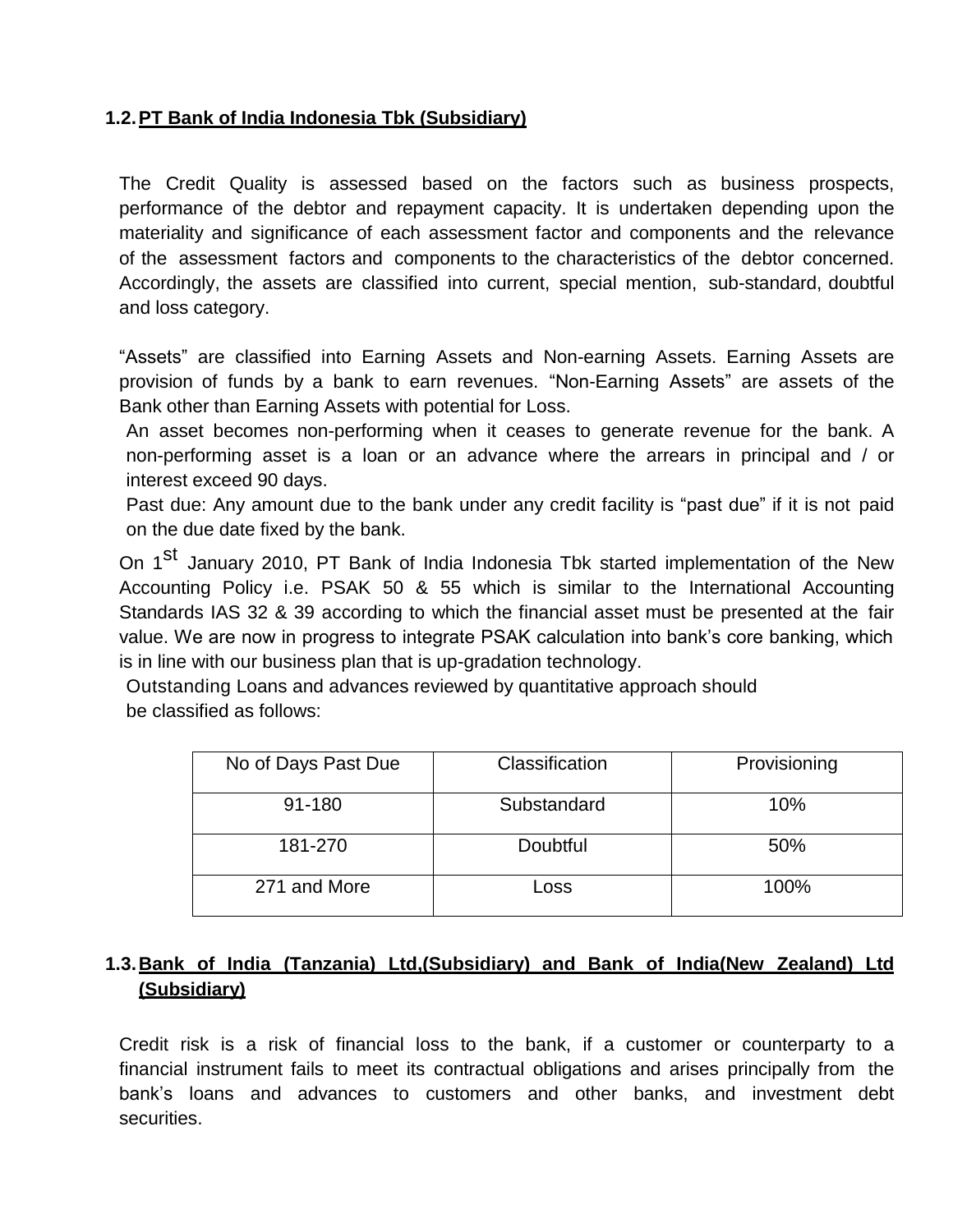### 1.2. PT Bank of India Indonesia Tbk (Subsidiary)

The Credit Quality is assessed based on the factors such as business prospects, performance of the debtor and repayment capacity. It is undertaken depending upon the materiality and significance of each assessment factor and components and the relevance of the assessment factors and components to the characteristics of the debtor concerned. Accordingly, the assets are classified into current, special mention, sub-standard, doubtful and loss category.

"Assets" are classified into Earning Assets and Non-earning Assets. Earning Assets are provision of funds by a bank to earn revenues. "Non-Earning Assets" are assets of the Bank other than Earning Assets with potential for Loss.

An asset becomes non-performing when it ceases to generate revenue for the bank. A non-performing asset is a loan or an advance where the arrears in principal and / or interest exceed 90 days.

Past due: Any amount due to the bank under any credit facility is "past due" if it is not paid on the due date fixed by the bank.

On 1st January 2010, PT Bank of India Indonesia Tbk started implementation of the New Accounting Policy i.e. PSAK 50 & 55 which is similar to the International Accounting Standards IAS 32 & 39 according to which the financial asset must be presented at the fair value. We are now in progress to integrate PSAK calculation into bank's core banking, which is in line with our business plan that is up-gradation technology.

Outstanding Loans and advances reviewed by quantitative approach should be classified as follows:

| No of Days Past Due | Classification | Provisioning |
|---|---|---|
| 91-180 | Substandard | 10% |
| 181-270 | Doubtful | 50% |
| 271 and More | Loss | 100% |

### 1.3. Bank of India (Tanzania) Ltd,(Subsidiary) and Bank of India(New Zealand) Ltd (Subsidiary)

Credit risk is a risk of financial loss to the bank, if a customer or counterparty to a financial instrument fails to meet its contractual obligations and arises principally from the bank's loans and advances to customers and other banks, and investment debt securities.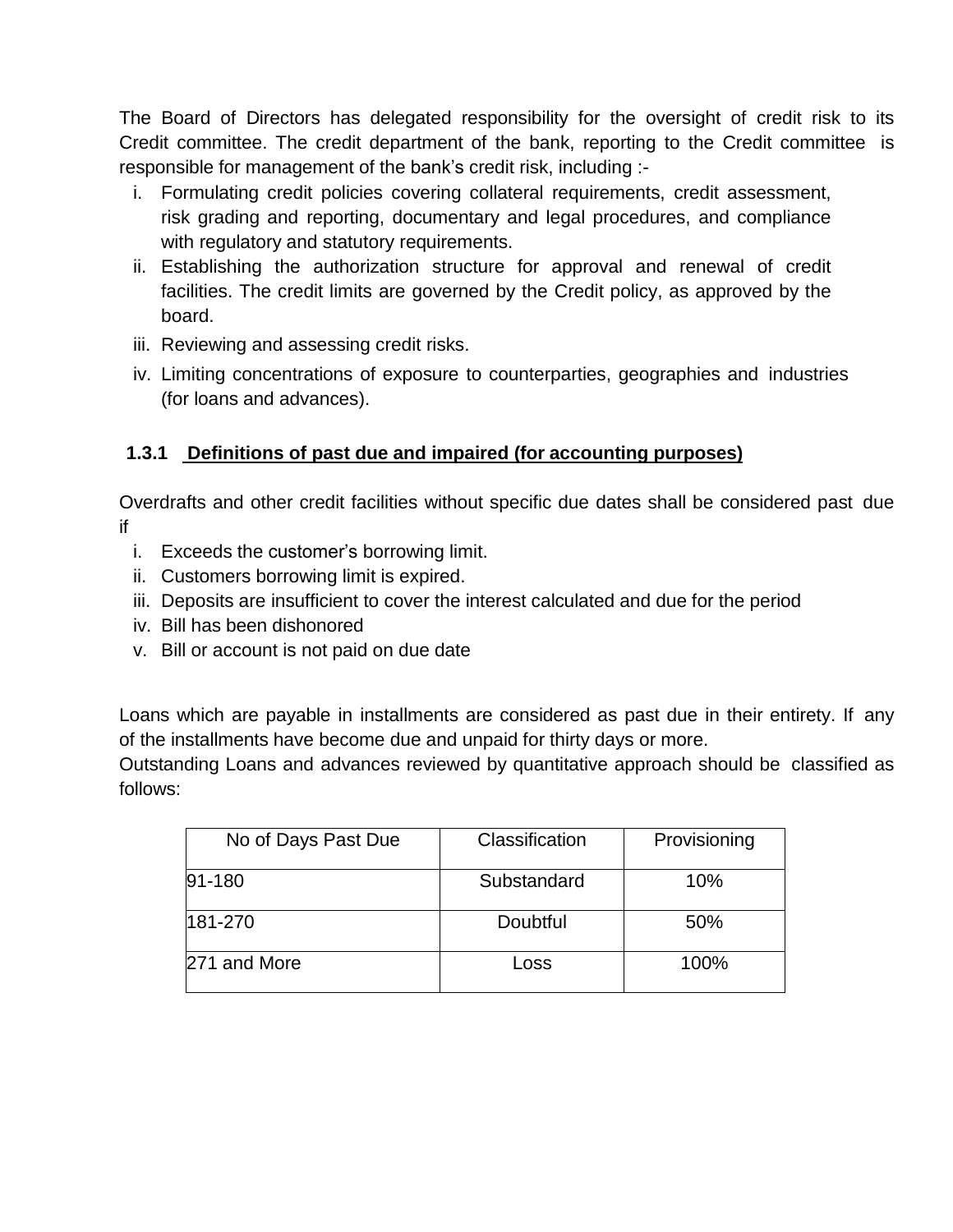The Board of Directors has delegated responsibility for the oversight of credit risk to its Credit committee. The credit department of the bank, reporting to the Credit committee is responsible for management of the bank's credit risk, including :-

i. Formulating credit policies covering collateral requirements, credit assessment, risk grading and reporting, documentary and legal procedures, and compliance with regulatory and statutory requirements.
ii. Establishing the authorization structure for approval and renewal of credit facilities. The credit limits are governed by the Credit policy, as approved by the board.
iii. Reviewing and assessing credit risks.
iv. Limiting concentrations of exposure to counterparties, geographies and industries (for loans and advances).

### 1.3.1 Definitions of past due and impaired (for accounting purposes)

Overdrafts and other credit facilities without specific due dates shall be considered past due if

i. Exceeds the customer's borrowing limit.
ii. Customers borrowing limit is expired.
iii. Deposits are insufficient to cover the interest calculated and due for the period
iv. Bill has been dishonored
v. Bill or account is not paid on due date

Loans which are payable in installments are considered as past due in their entirety. If any of the installments have become due and unpaid for thirty days or more.

Outstanding Loans and advances reviewed by quantitative approach should be classified as follows:

| No of Days Past Due | Classification | Provisioning |
|---|---|---|
| 91-180 | Substandard | 10% |
| 181-270 | Doubtful | 50% |
| 271 and More | Loss | 100% |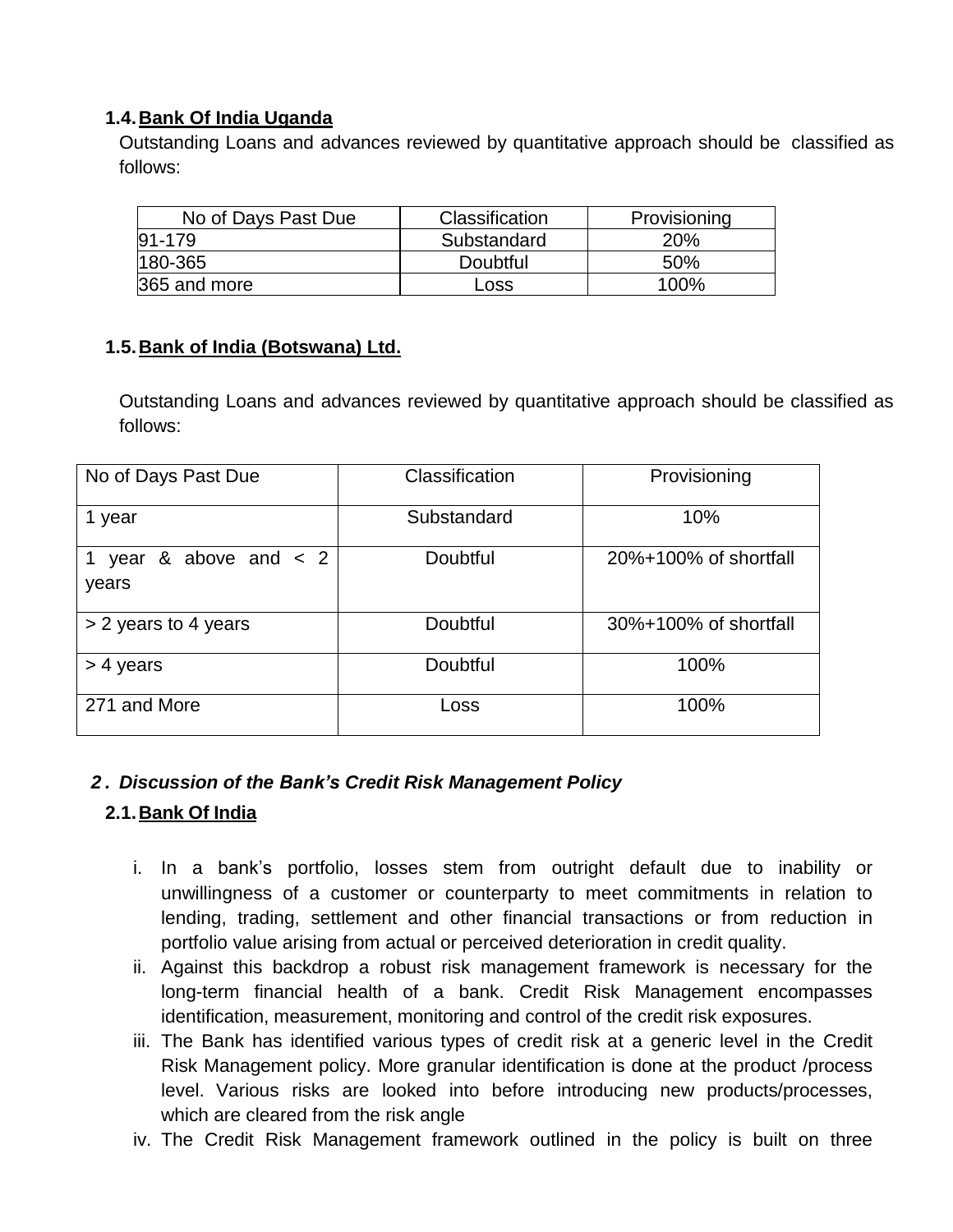### 1.4. Bank Of India Uganda

Outstanding Loans and advances reviewed by quantitative approach should be classified as follows:

| No of Days Past Due | Classification | Provisioning |
|---|---|---|
| 91-179 | Substandard | 20% |
| 180-365 | Doubtful | 50% |
| 365 and more | Loss | 100% |

### 1.5. Bank of India (Botswana) Ltd.

Outstanding Loans and advances reviewed by quantitative approach should be classified as follows:

| No of Days Past Due | Classification | Provisioning |
|---|---|---|
| 1 year | Substandard | 10% |
| 1 year & above and < 2 years | Doubtful | 20%+100% of shortfall |
| > 2 years to 4 years | Doubtful | 30%+100% of shortfall |
| > 4 years | Doubtful | 100% |
| 271 and More | Loss | 100% |

## *2. Discussion of the Bank's Credit Risk Management Policy*

### 2.1. Bank Of India

i. In a bank's portfolio, losses stem from outright default due to inability or unwillingness of a customer or counterparty to meet commitments in relation to lending, trading, settlement and other financial transactions or from reduction in portfolio value arising from actual or perceived deterioration in credit quality.

ii. Against this backdrop a robust risk management framework is necessary for the long-term financial health of a bank. Credit Risk Management encompasses identification, measurement, monitoring and control of the credit risk exposures.

iii. The Bank has identified various types of credit risk at a generic level in the Credit Risk Management policy. More granular identification is done at the product /process level. Various risks are looked into before introducing new products/processes, which are cleared from the risk angle

iv. The Credit Risk Management framework outlined in the policy is built on three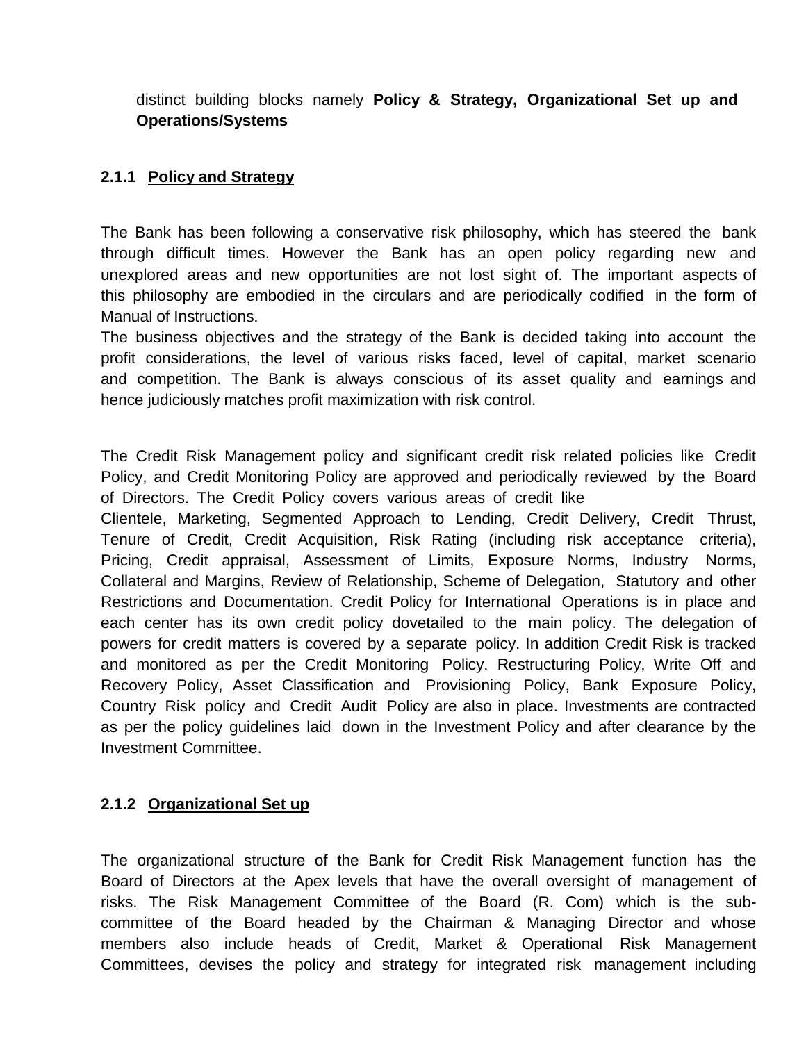distinct building blocks namely **Policy & Strategy, Organizational Set up and Operations/Systems**

### 2.1.1 Policy and Strategy

The Bank has been following a conservative risk philosophy, which has steered the bank through difficult times. However the Bank has an open policy regarding new and unexplored areas and new opportunities are not lost sight of. The important aspects of this philosophy are embodied in the circulars and are periodically codified in the form of Manual of Instructions.

The business objectives and the strategy of the Bank is decided taking into account the profit considerations, the level of various risks faced, level of capital, market scenario and competition. The Bank is always conscious of its asset quality and earnings and hence judiciously matches profit maximization with risk control.

The Credit Risk Management policy and significant credit risk related policies like Credit Policy, and Credit Monitoring Policy are approved and periodically reviewed by the Board of Directors. The Credit Policy covers various areas of credit like Clientele, Marketing, Segmented Approach to Lending, Credit Delivery, Credit Thrust, Tenure of Credit, Credit Acquisition, Risk Rating (including risk acceptance criteria), Pricing, Credit appraisal, Assessment of Limits, Exposure Norms, Industry Norms, Collateral and Margins, Review of Relationship, Scheme of Delegation, Statutory and other Restrictions and Documentation. Credit Policy for International Operations is in place and each center has its own credit policy dovetailed to the main policy. The delegation of powers for credit matters is covered by a separate policy. In addition Credit Risk is tracked and monitored as per the Credit Monitoring Policy. Restructuring Policy, Write Off and Recovery Policy, Asset Classification and Provisioning Policy, Bank Exposure Policy, Country Risk policy and Credit Audit Policy are also in place. Investments are contracted as per the policy guidelines laid down in the Investment Policy and after clearance by the Investment Committee.

### 2.1.2 Organizational Set up

The organizational structure of the Bank for Credit Risk Management function has the Board of Directors at the Apex levels that have the overall oversight of management of risks. The Risk Management Committee of the Board (R. Com) which is the sub-committee of the Board headed by the Chairman & Managing Director and whose members also include heads of Credit, Market & Operational Risk Management Committees, devises the policy and strategy for integrated risk management including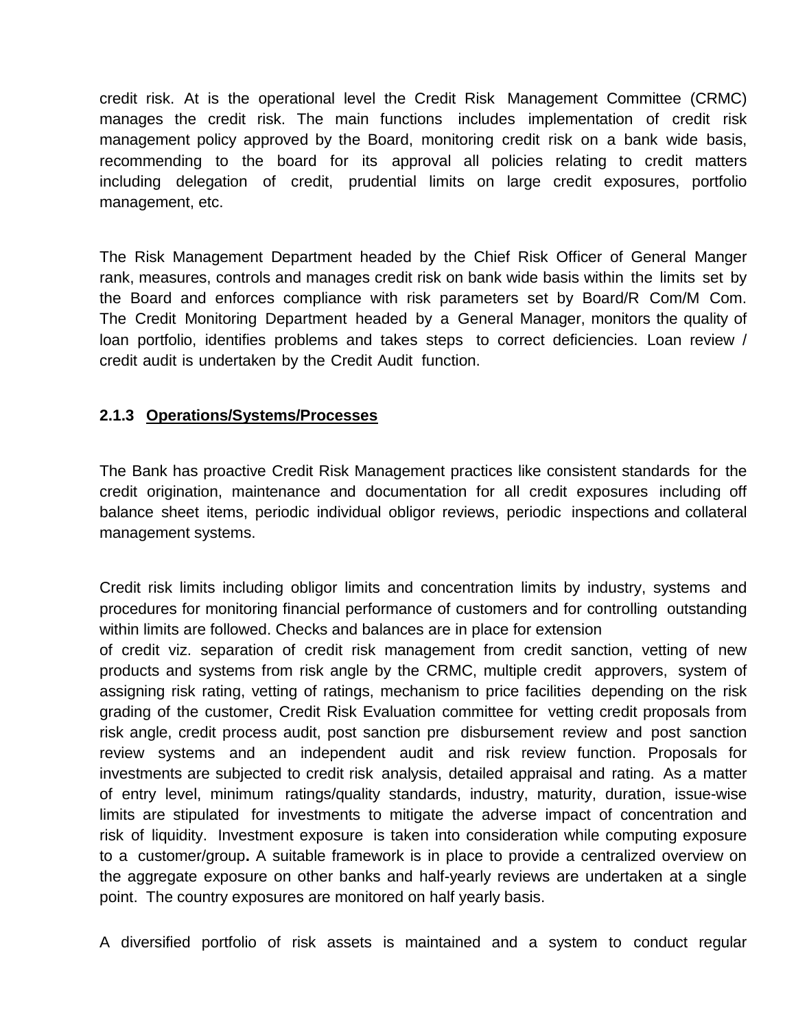credit risk. At is the operational level the Credit Risk Management Committee (CRMC) manages the credit risk. The main functions includes implementation of credit risk management policy approved by the Board, monitoring credit risk on a bank wide basis, recommending to the board for its approval all policies relating to credit matters including delegation of credit, prudential limits on large credit exposures, portfolio management, etc.

The Risk Management Department headed by the Chief Risk Officer of General Manger rank, measures, controls and manages credit risk on bank wide basis within the limits set by the Board and enforces compliance with risk parameters set by Board/R Com/M Com. The Credit Monitoring Department headed by a General Manager, monitors the quality of loan portfolio, identifies problems and takes steps to correct deficiencies. Loan review / credit audit is undertaken by the Credit Audit function.

### 2.1.3 Operations/Systems/Processes

The Bank has proactive Credit Risk Management practices like consistent standards for the credit origination, maintenance and documentation for all credit exposures including off balance sheet items, periodic individual obligor reviews, periodic inspections and collateral management systems.

Credit risk limits including obligor limits and concentration limits by industry, systems and procedures for monitoring financial performance of customers and for controlling outstanding within limits are followed. Checks and balances are in place for extension of credit viz. separation of credit risk management from credit sanction, vetting of new products and systems from risk angle by the CRMC, multiple credit approvers, system of assigning risk rating, vetting of ratings, mechanism to price facilities depending on the risk grading of the customer, Credit Risk Evaluation committee for vetting credit proposals from risk angle, credit process audit, post sanction pre disbursement review and post sanction review systems and an independent audit and risk review function. Proposals for investments are subjected to credit risk analysis, detailed appraisal and rating. As a matter of entry level, minimum ratings/quality standards, industry, maturity, duration, issue-wise limits are stipulated for investments to mitigate the adverse impact of concentration and risk of liquidity. Investment exposure is taken into consideration while computing exposure to a customer/group**.** A suitable framework is in place to provide a centralized overview on the aggregate exposure on other banks and half-yearly reviews are undertaken at a single point. The country exposures are monitored on half yearly basis.

A diversified portfolio of risk assets is maintained and a system to conduct regular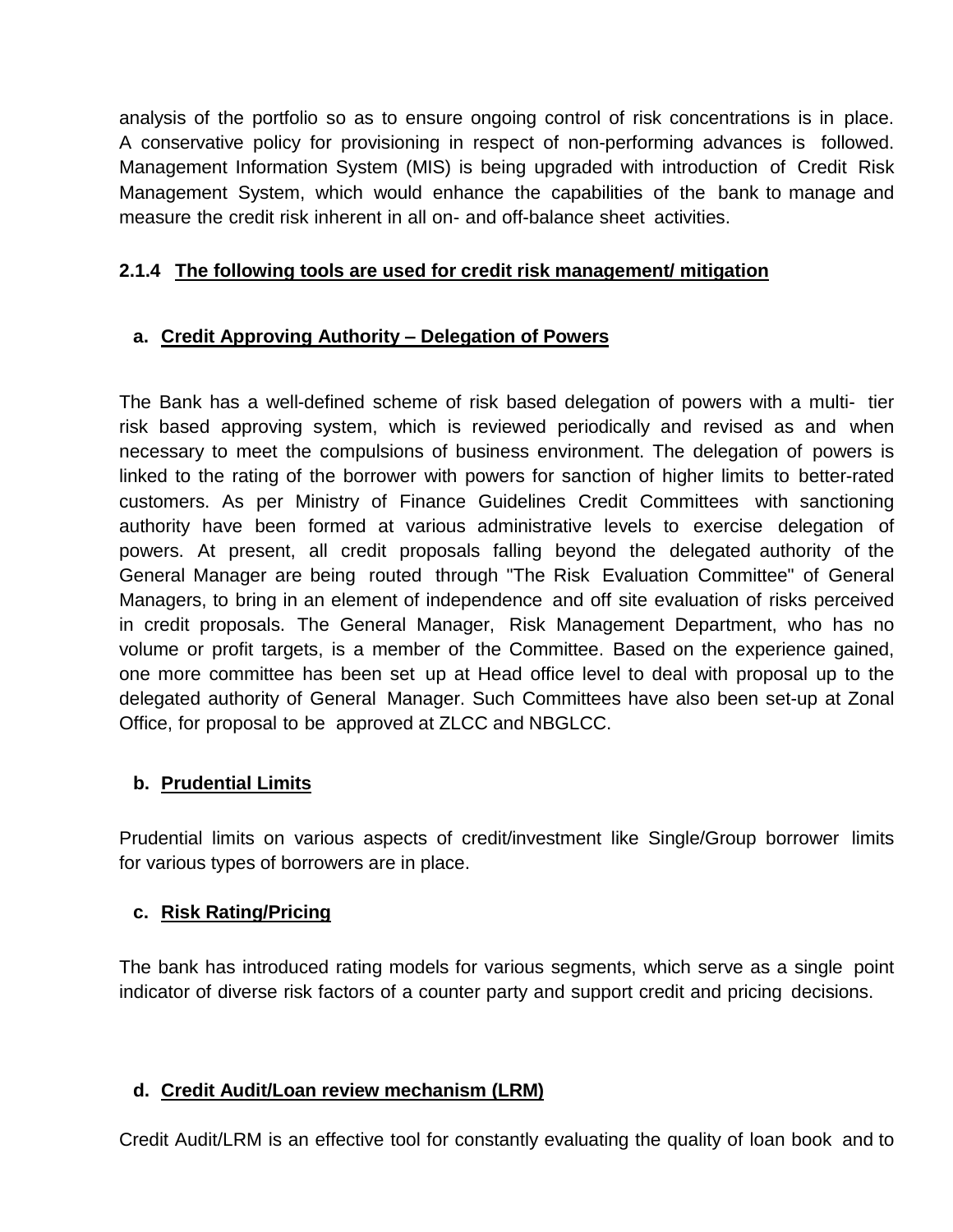analysis of the portfolio so as to ensure ongoing control of risk concentrations is in place. A conservative policy for provisioning in respect of non-performing advances is followed. Management Information System (MIS) is being upgraded with introduction of Credit Risk Management System, which would enhance the capabilities of the bank to manage and measure the credit risk inherent in all on- and off-balance sheet activities.

### 2.1.4 The following tools are used for credit risk management/ mitigation

**a. Credit Approving Authority – Delegation of Powers**

The Bank has a well-defined scheme of risk based delegation of powers with a multi- tier risk based approving system, which is reviewed periodically and revised as and when necessary to meet the compulsions of business environment. The delegation of powers is linked to the rating of the borrower with powers for sanction of higher limits to better-rated customers. As per Ministry of Finance Guidelines Credit Committees with sanctioning authority have been formed at various administrative levels to exercise delegation of powers. At present, all credit proposals falling beyond the delegated authority of the General Manager are being routed through "The Risk Evaluation Committee" of General Managers, to bring in an element of independence and off site evaluation of risks perceived in credit proposals. The General Manager, Risk Management Department, who has no volume or profit targets, is a member of the Committee. Based on the experience gained, one more committee has been set up at Head office level to deal with proposal up to the delegated authority of General Manager. Such Committees have also been set-up at Zonal Office, for proposal to be approved at ZLCC and NBGLCC.

**b. Prudential Limits**

Prudential limits on various aspects of credit/investment like Single/Group borrower limits for various types of borrowers are in place.

**c. Risk Rating/Pricing**

The bank has introduced rating models for various segments, which serve as a single point indicator of diverse risk factors of a counter party and support credit and pricing decisions.

**d. Credit Audit/Loan review mechanism (LRM)**

Credit Audit/LRM is an effective tool for constantly evaluating the quality of loan book and to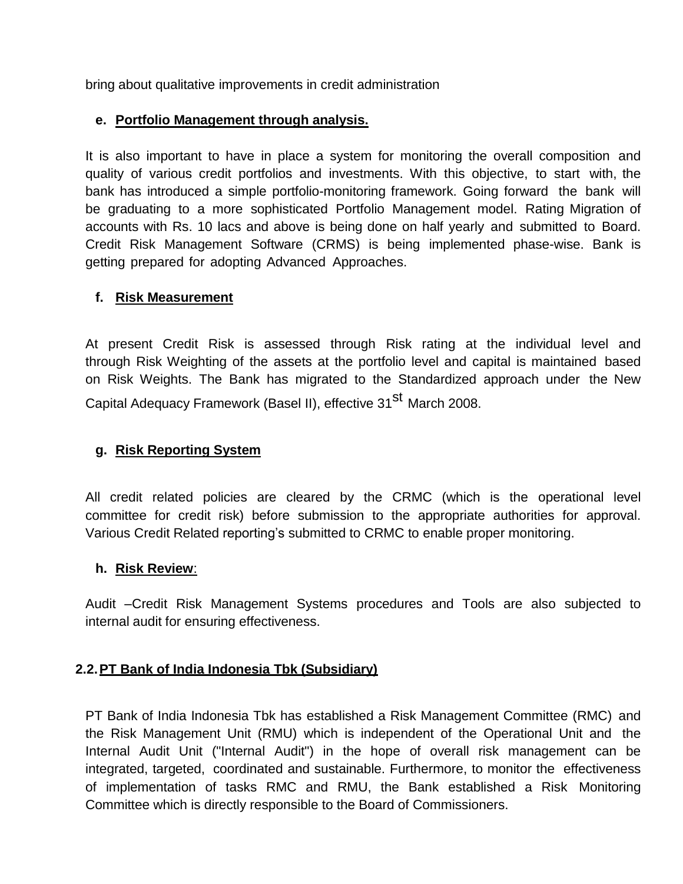bring about qualitative improvements in credit administration

**e. Portfolio Management through analysis.**

It is also important to have in place a system for monitoring the overall composition and quality of various credit portfolios and investments. With this objective, to start with, the bank has introduced a simple portfolio-monitoring framework. Going forward the bank will be graduating to a more sophisticated Portfolio Management model. Rating Migration of accounts with Rs. 10 lacs and above is being done on half yearly and submitted to Board. Credit Risk Management Software (CRMS) is being implemented phase-wise. Bank is getting prepared for adopting Advanced Approaches.

**f. Risk Measurement**

At present Credit Risk is assessed through Risk rating at the individual level and through Risk Weighting of the assets at the portfolio level and capital is maintained based on Risk Weights. The Bank has migrated to the Standardized approach under the New Capital Adequacy Framework (Basel II), effective 31st March 2008.

**g. Risk Reporting System**

All credit related policies are cleared by the CRMC (which is the operational level committee for credit risk) before submission to the appropriate authorities for approval. Various Credit Related reporting's submitted to CRMC to enable proper monitoring.

**h. Risk Review**:

Audit –Credit Risk Management Systems procedures and Tools are also subjected to internal audit for ensuring effectiveness.

## 2.2. PT Bank of India Indonesia Tbk (Subsidiary)

PT Bank of India Indonesia Tbk has established a Risk Management Committee (RMC) and the Risk Management Unit (RMU) which is independent of the Operational Unit and the Internal Audit Unit ("Internal Audit") in the hope of overall risk management can be integrated, targeted, coordinated and sustainable. Furthermore, to monitor the effectiveness of implementation of tasks RMC and RMU, the Bank established a Risk Monitoring Committee which is directly responsible to the Board of Commissioners.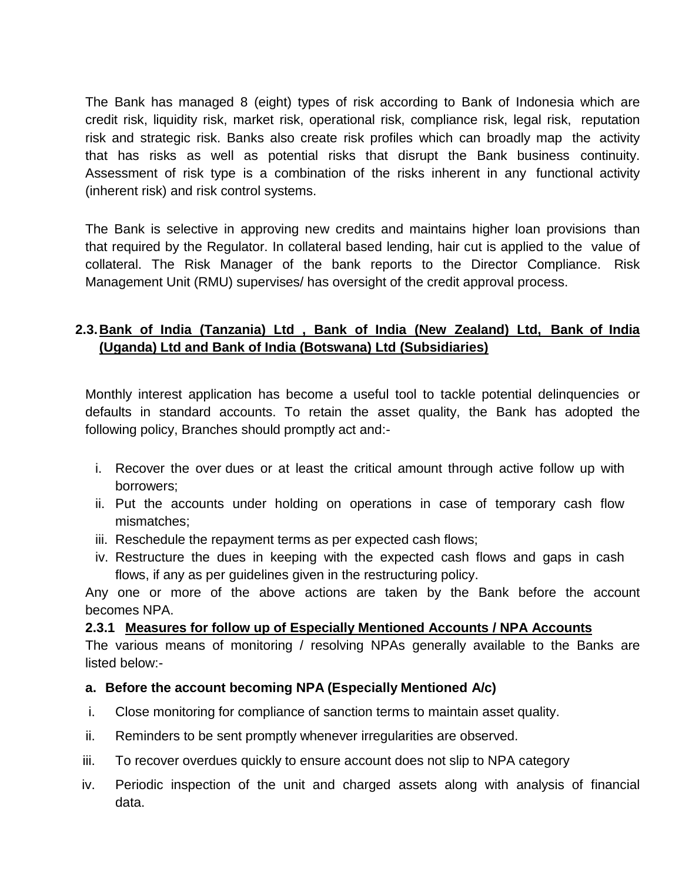The Bank has managed 8 (eight) types of risk according to Bank of Indonesia which are credit risk, liquidity risk, market risk, operational risk, compliance risk, legal risk, reputation risk and strategic risk. Banks also create risk profiles which can broadly map the activity that has risks as well as potential risks that disrupt the Bank business continuity. Assessment of risk type is a combination of the risks inherent in any functional activity (inherent risk) and risk control systems.

The Bank is selective in approving new credits and maintains higher loan provisions than that required by the Regulator. In collateral based lending, hair cut is applied to the value of collateral. The Risk Manager of the bank reports to the Director Compliance. Risk Management Unit (RMU) supervises/ has oversight of the credit approval process.

## 2.3. Bank of India (Tanzania) Ltd , Bank of India (New Zealand) Ltd, Bank of India (Uganda) Ltd and Bank of India (Botswana) Ltd (Subsidiaries)

Monthly interest application has become a useful tool to tackle potential delinquencies or defaults in standard accounts. To retain the asset quality, the Bank has adopted the following policy, Branches should promptly act and:-

i. Recover the over dues or at least the critical amount through active follow up with borrowers;
ii. Put the accounts under holding on operations in case of temporary cash flow mismatches;
iii. Reschedule the repayment terms as per expected cash flows;
iv. Restructure the dues in keeping with the expected cash flows and gaps in cash flows, if any as per guidelines given in the restructuring policy.

Any one or more of the above actions are taken by the Bank before the account becomes NPA.

### 2.3.1 Measures for follow up of Especially Mentioned Accounts / NPA Accounts

The various means of monitoring / resolving NPAs generally available to the Banks are listed below:-

**a. Before the account becoming NPA (Especially Mentioned A/c)**

i. Close monitoring for compliance of sanction terms to maintain asset quality.
ii. Reminders to be sent promptly whenever irregularities are observed.
iii. To recover overdues quickly to ensure account does not slip to NPA category
iv. Periodic inspection of the unit and charged assets along with analysis of financial data.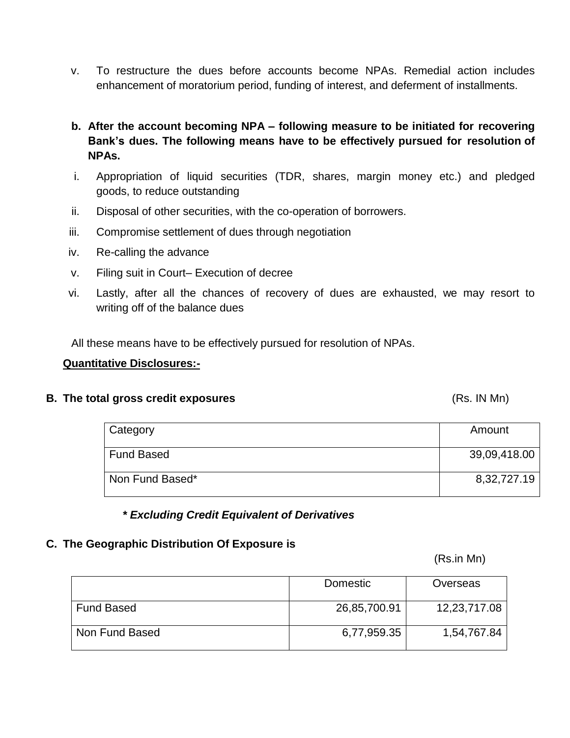v. To restructure the dues before accounts become NPAs. Remedial action includes enhancement of moratorium period, funding of interest, and deferment of installments.

**b. After the account becoming NPA – following measure to be initiated for recovering Bank's dues. The following means have to be effectively pursued for resolution of NPAs.**

i. Appropriation of liquid securities (TDR, shares, margin money etc.) and pledged goods, to reduce outstanding
ii. Disposal of other securities, with the co-operation of borrowers.
iii. Compromise settlement of dues through negotiation
iv. Re-calling the advance
v. Filing suit in Court– Execution of decree
vi. Lastly, after all the chances of recovery of dues are exhausted, we may resort to writing off of the balance dues

All these means have to be effectively pursued for resolution of NPAs.

**Quantitative Disclosures:-**

**B. The total gross credit exposures** (Rs. IN Mn)

| Category | Amount |
| --- | --- |
| Fund Based | 39,09,418.00 |
| Non Fund Based* | 8,32,727.19 |

***\* Excluding Credit Equivalent of Derivatives***

**C. The Geographic Distribution Of Exposure is**

(Rs.in Mn)

| | Domestic | Overseas |
| --- | --- | --- |
| Fund Based | 26,85,700.91 | 12,23,717.08 |
| Non Fund Based | 6,77,959.35 | 1,54,767.84 |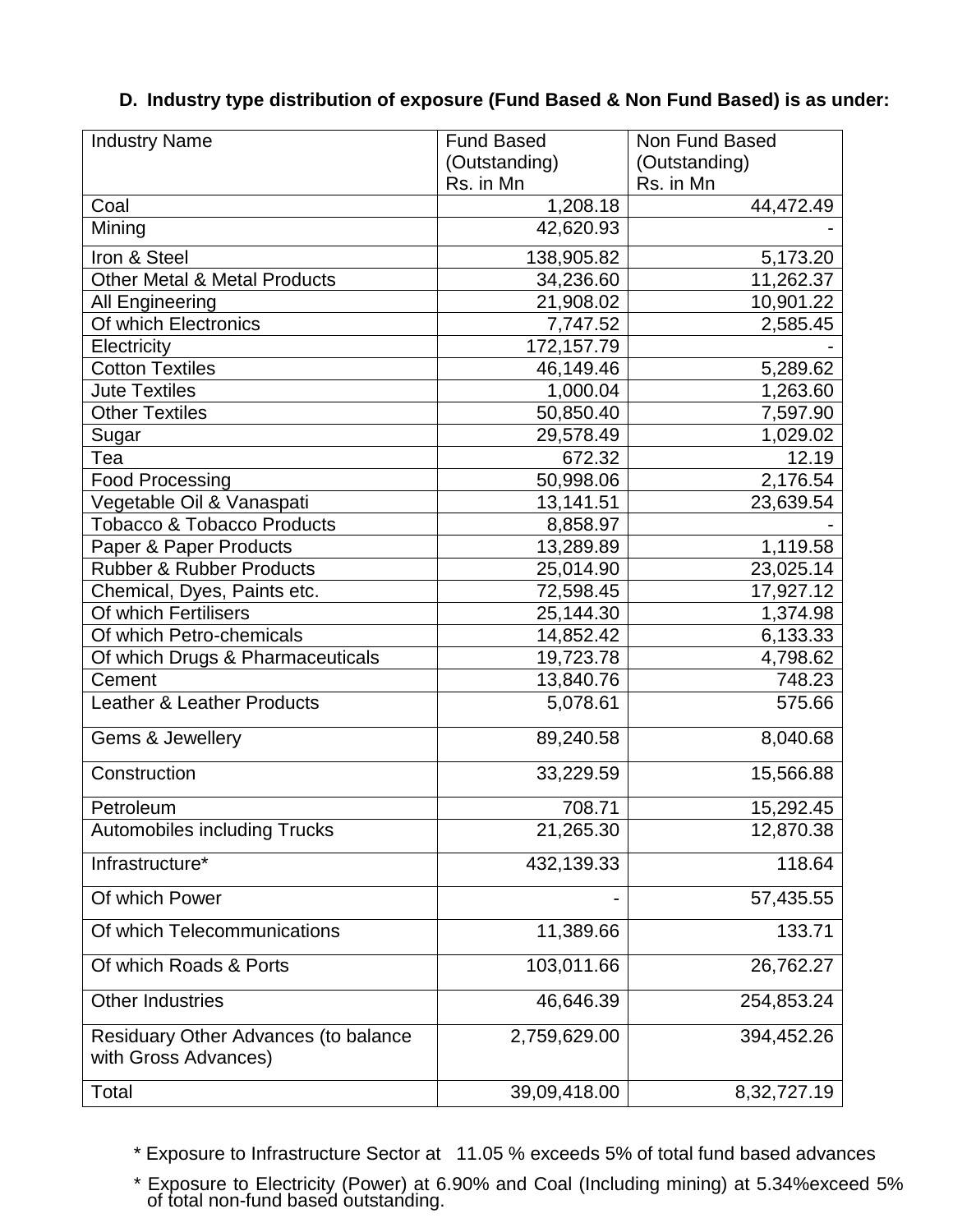**D. Industry type distribution of exposure (Fund Based & Non Fund Based) is as under:**

| Industry Name | Fund Based (Outstanding) Rs. in Mn | Non Fund Based (Outstanding) Rs. in Mn |
|---|---|---|
| Coal | 1,208.18 | 44,472.49 |
| Mining | 42,620.93 | - |
| Iron & Steel | 138,905.82 | 5,173.20 |
| Other Metal & Metal Products | 34,236.60 | 11,262.37 |
| All Engineering | 21,908.02 | 10,901.22 |
| Of which Electronics | 7,747.52 | 2,585.45 |
| Electricity | 172,157.79 | - |
| Cotton Textiles | 46,149.46 | 5,289.62 |
| Jute Textiles | 1,000.04 | 1,263.60 |
| Other Textiles | 50,850.40 | 7,597.90 |
| Sugar | 29,578.49 | 1,029.02 |
| Tea | 672.32 | 12.19 |
| Food Processing | 50,998.06 | 2,176.54 |
| Vegetable Oil & Vanaspati | 13,141.51 | 23,639.54 |
| Tobacco & Tobacco Products | 8,858.97 | - |
| Paper & Paper Products | 13,289.89 | 1,119.58 |
| Rubber & Rubber Products | 25,014.90 | 23,025.14 |
| Chemical, Dyes, Paints etc. | 72,598.45 | 17,927.12 |
| Of which Fertilisers | 25,144.30 | 1,374.98 |
| Of which Petro-chemicals | 14,852.42 | 6,133.33 |
| Of which Drugs & Pharmaceuticals | 19,723.78 | 4,798.62 |
| Cement | 13,840.76 | 748.23 |
| Leather & Leather Products | 5,078.61 | 575.66 |
| Gems & Jewellery | 89,240.58 | 8,040.68 |
| Construction | 33,229.59 | 15,566.88 |
| Petroleum | 708.71 | 15,292.45 |
| Automobiles including Trucks | 21,265.30 | 12,870.38 |
| Infrastructure* | 432,139.33 | 118.64 |
| Of which Power | - | 57,435.55 |
| Of which Telecommunications | 11,389.66 | 133.71 |
| Of which Roads & Ports | 103,011.66 | 26,762.27 |
| Other Industries | 46,646.39 | 254,853.24 |
| Residuary Other Advances (to balance with Gross Advances) | 2,759,629.00 | 394,452.26 |
| Total | 39,09,418.00 | 8,32,727.19 |

\* Exposure to Infrastructure Sector at 11.05 % exceeds 5% of total fund based advances

\* Exposure to Electricity (Power) at 6.90% and Coal (Including mining) at 5.34%exceed 5% of total non-fund based outstanding.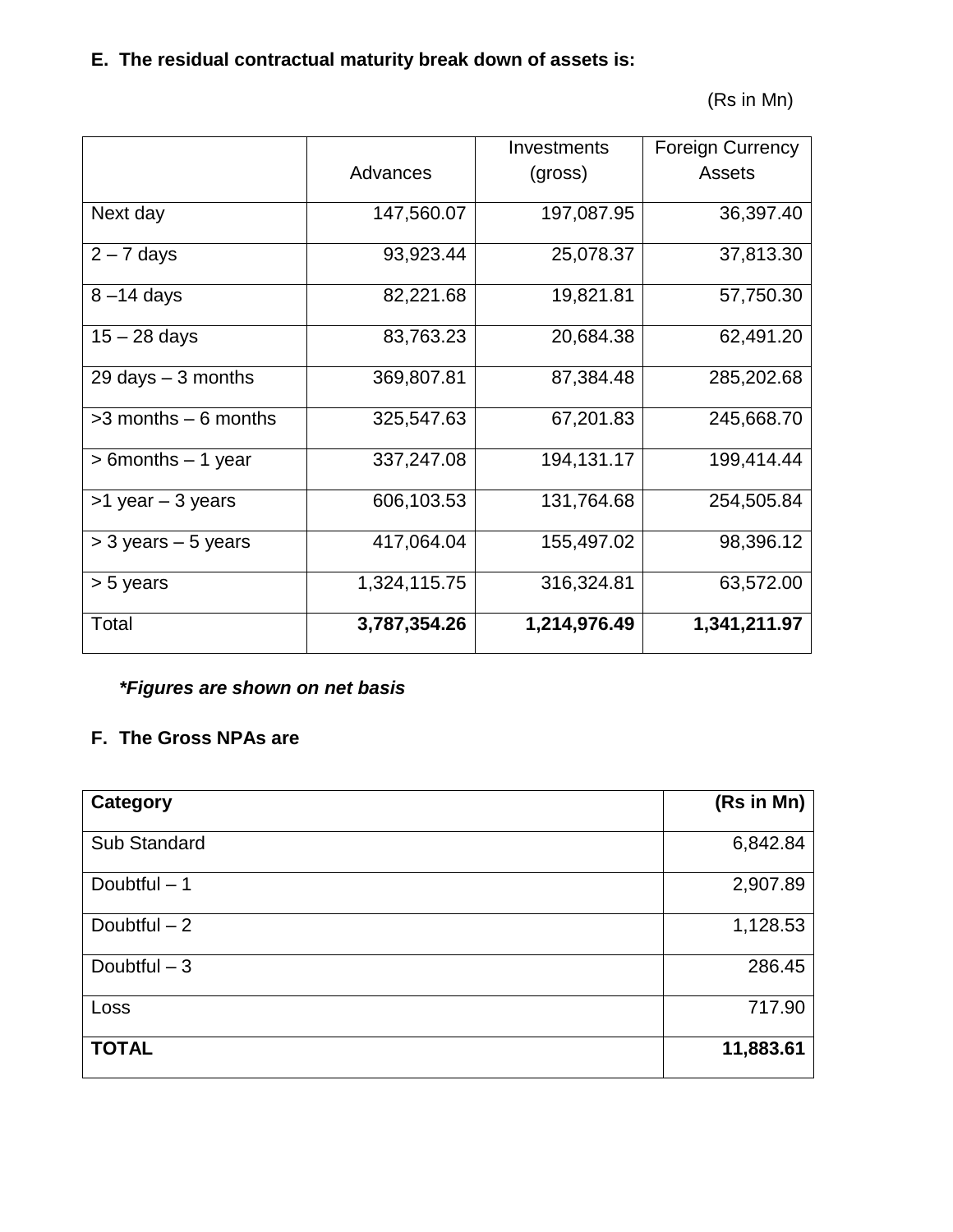**E. The residual contractual maturity break down of assets is:**

(Rs in Mn)

| | Advances | Investments (gross) | Foreign Currency Assets |
|---|---|---|---|
| Next day | 147,560.07 | 197,087.95 | 36,397.40 |
| 2 – 7 days | 93,923.44 | 25,078.37 | 37,813.30 |
| 8 –14 days | 82,221.68 | 19,821.81 | 57,750.30 |
| 15 – 28 days | 83,763.23 | 20,684.38 | 62,491.20 |
| 29 days – 3 months | 369,807.81 | 87,384.48 | 285,202.68 |
| >3 months – 6 months | 325,547.63 | 67,201.83 | 245,668.70 |
| > 6months – 1 year | 337,247.08 | 194,131.17 | 199,414.44 |
| >1 year – 3 years | 606,103.53 | 131,764.68 | 254,505.84 |
| > 3 years – 5 years | 417,064.04 | 155,497.02 | 98,396.12 |
| > 5 years | 1,324,115.75 | 316,324.81 | 63,572.00 |
| Total | **3,787,354.26** | **1,214,976.49** | **1,341,211.97** |

***Figures are shown on net basis***

**F. The Gross NPAs are**

| **Category** | **(Rs in Mn)** |
|---|---|
| Sub Standard | 6,842.84 |
| Doubtful – 1 | 2,907.89 |
| Doubtful – 2 | 1,128.53 |
| Doubtful – 3 | 286.45 |
| Loss | 717.90 |
| **TOTAL** | **11,883.61** |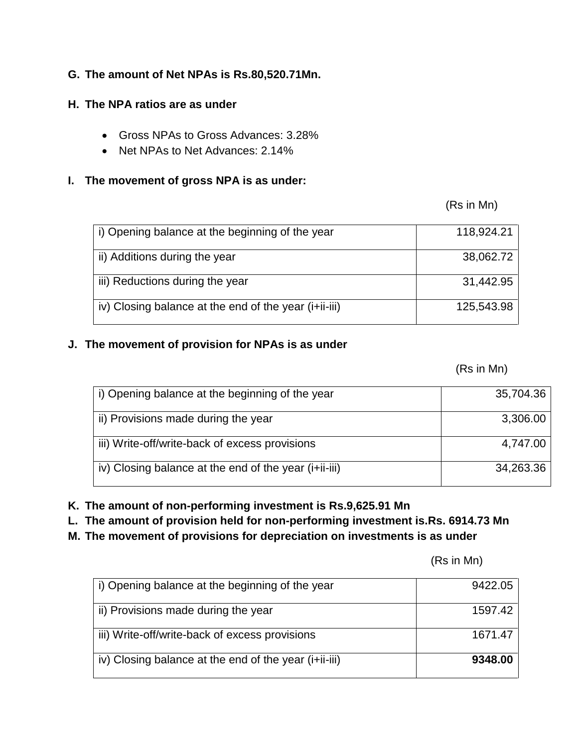**G. The amount of Net NPAs is Rs.80,520.71Mn.**

**H. The NPA ratios are as under**

- Gross NPAs to Gross Advances: 3.28%
- Net NPAs to Net Advances: 2.14%

**I. The movement of gross NPA is as under:**

(Rs in Mn)

| | |
|---|---:|
| i) Opening balance at the beginning of the year | 118,924.21 |
| ii) Additions during the year | 38,062.72 |
| iii) Reductions during the year | 31,442.95 |
| iv) Closing balance at the end of the year (i+ii-iii) | 125,543.98 |

**J. The movement of provision for NPAs is as under**

(Rs in Mn)

| | |
|---|---:|
| i) Opening balance at the beginning of the year | 35,704.36 |
| ii) Provisions made during the year | 3,306.00 |
| iii) Write-off/write-back of excess provisions | 4,747.00 |
| iv) Closing balance at the end of the year (i+ii-iii) | 34,263.36 |

**K. The amount of non-performing investment is Rs.9,625.91 Mn**

**L. The amount of provision held for non-performing investment is.Rs. 6914.73 Mn**

**M. The movement of provisions for depreciation on investments is as under**

(Rs in Mn)

| | |
|---|---:|
| i) Opening balance at the beginning of the year | 9422.05 |
| ii) Provisions made during the year | 1597.42 |
| iii) Write-off/write-back of excess provisions | 1671.47 |
| iv) Closing balance at the end of the year (i+ii-iii) | **9348.00** |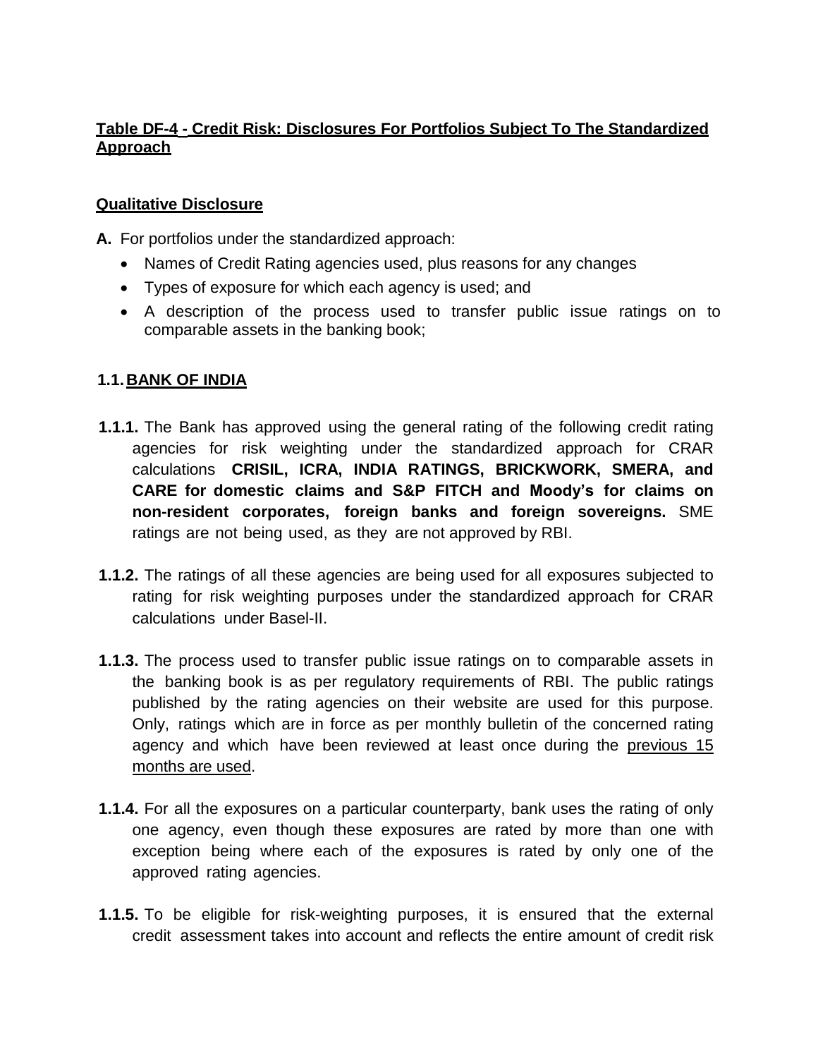**Table DF-4 - Credit Risk: Disclosures For Portfolios Subject To The Standardized Approach**

**Qualitative Disclosure**

**A.** For portfolios under the standardized approach:

- Names of Credit Rating agencies used, plus reasons for any changes
- Types of exposure for which each agency is used; and
- A description of the process used to transfer public issue ratings on to comparable assets in the banking book;

## 1.1. BANK OF INDIA

**1.1.1.** The Bank has approved using the general rating of the following credit rating agencies for risk weighting under the standardized approach for CRAR calculations **CRISIL, ICRA, INDIA RATINGS, BRICKWORK, SMERA, and CARE for domestic claims and S&P FITCH and Moody's for claims on non-resident corporates, foreign banks and foreign sovereigns.** SME ratings are not being used, as they are not approved by RBI.

**1.1.2.** The ratings of all these agencies are being used for all exposures subjected to rating for risk weighting purposes under the standardized approach for CRAR calculations under Basel-II.

**1.1.3.** The process used to transfer public issue ratings on to comparable assets in the banking book is as per regulatory requirements of RBI. The public ratings published by the rating agencies on their website are used for this purpose. Only, ratings which are in force as per monthly bulletin of the concerned rating agency and which have been reviewed at least once during the previous 15 months are used.

**1.1.4.** For all the exposures on a particular counterparty, bank uses the rating of only one agency, even though these exposures are rated by more than one with exception being where each of the exposures is rated by only one of the approved rating agencies.

**1.1.5.** To be eligible for risk-weighting purposes, it is ensured that the external credit assessment takes into account and reflects the entire amount of credit risk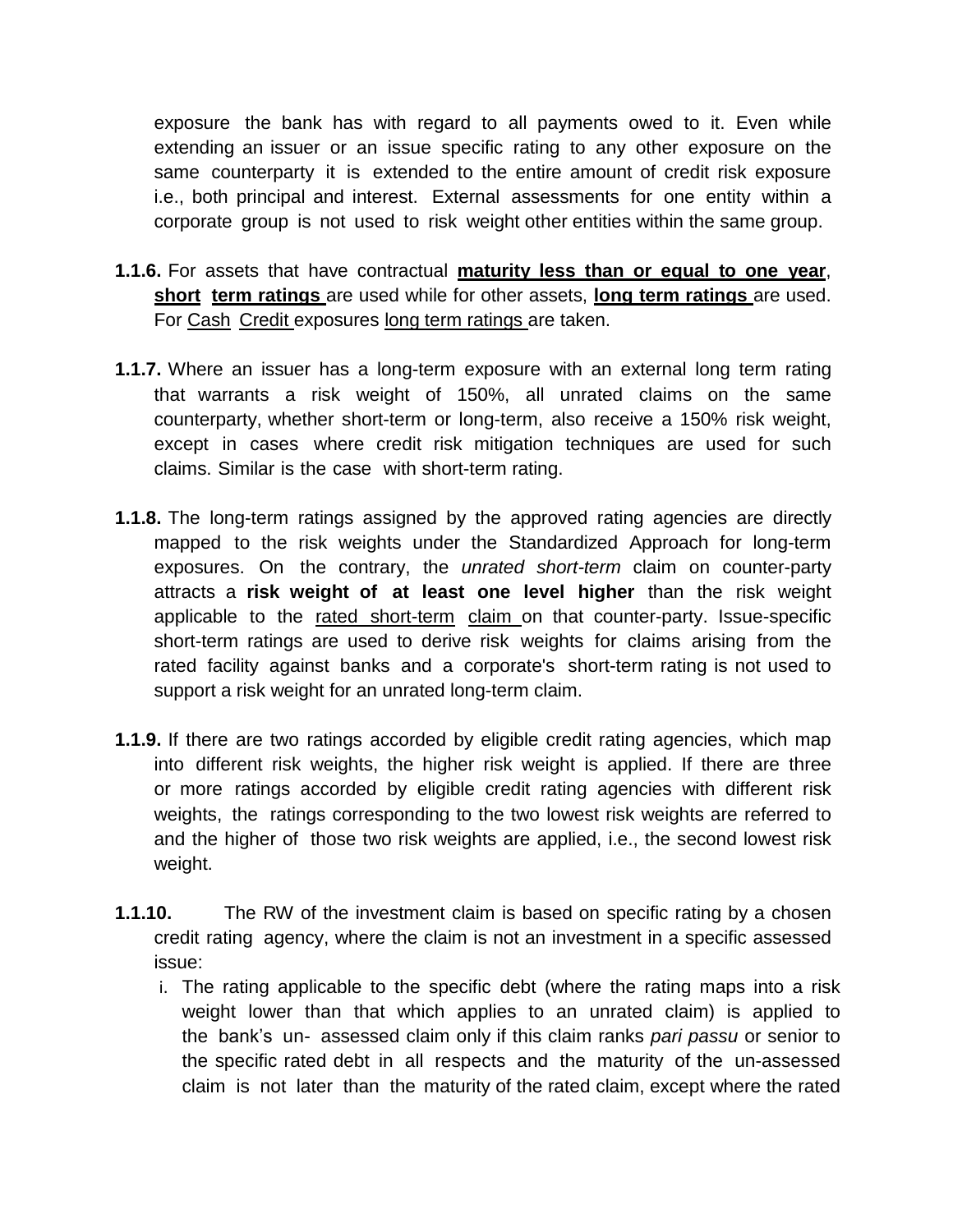exposure the bank has with regard to all payments owed to it. Even while extending an issuer or an issue specific rating to any other exposure on the same counterparty it is extended to the entire amount of credit risk exposure i.e., both principal and interest. External assessments for one entity within a corporate group is not used to risk weight other entities within the same group.

**1.1.6.** For assets that have contractual **maturity less than or equal to one year**, **short term ratings** are used while for other assets, **long term ratings** are used. For Cash Credit exposures long term ratings are taken.

**1.1.7.** Where an issuer has a long-term exposure with an external long term rating that warrants a risk weight of 150%, all unrated claims on the same counterparty, whether short-term or long-term, also receive a 150% risk weight, except in cases where credit risk mitigation techniques are used for such claims. Similar is the case with short-term rating.

**1.1.8.** The long-term ratings assigned by the approved rating agencies are directly mapped to the risk weights under the Standardized Approach for long-term exposures. On the contrary, the *unrated short-term* claim on counter-party attracts a **risk weight of at least one level higher** than the risk weight applicable to the rated short-term claim on that counter-party. Issue-specific short-term ratings are used to derive risk weights for claims arising from the rated facility against banks and a corporate's short-term rating is not used to support a risk weight for an unrated long-term claim.

**1.1.9.** If there are two ratings accorded by eligible credit rating agencies, which map into different risk weights, the higher risk weight is applied. If there are three or more ratings accorded by eligible credit rating agencies with different risk weights, the ratings corresponding to the two lowest risk weights are referred to and the higher of those two risk weights are applied, i.e., the second lowest risk weight.

**1.1.10.** The RW of the investment claim is based on specific rating by a chosen credit rating agency, where the claim is not an investment in a specific assessed issue:

i. The rating applicable to the specific debt (where the rating maps into a risk weight lower than that which applies to an unrated claim) is applied to the bank's un- assessed claim only if this claim ranks *pari passu* or senior to the specific rated debt in all respects and the maturity of the un-assessed claim is not later than the maturity of the rated claim, except where the rated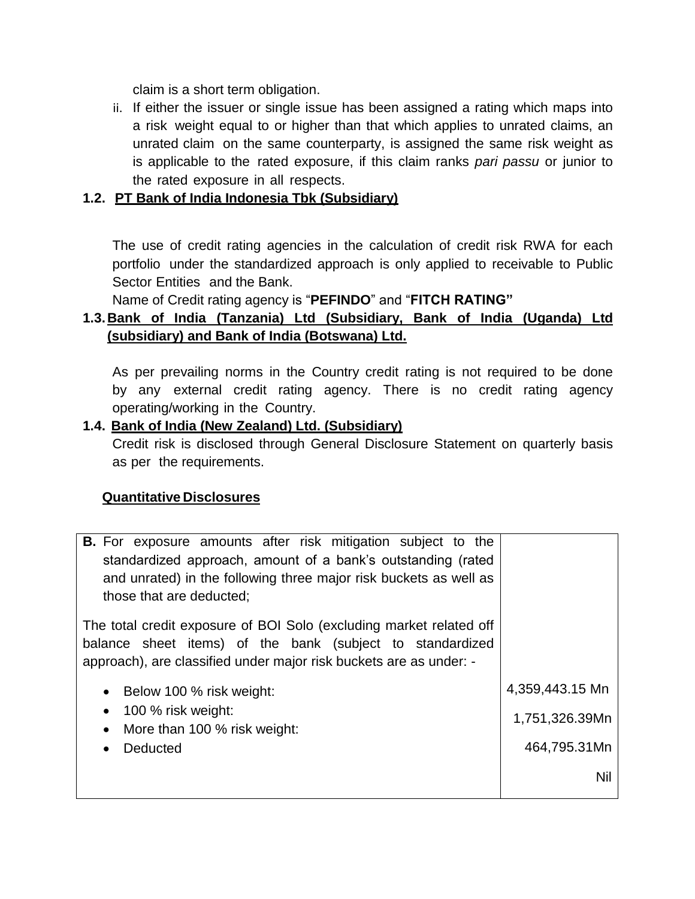claim is a short term obligation.

ii. If either the issuer or single issue has been assigned a rating which maps into a risk weight equal to or higher than that which applies to unrated claims, an unrated claim on the same counterparty, is assigned the same risk weight as is applicable to the rated exposure, if this claim ranks *pari passu* or junior to the rated exposure in all respects.

**1.2. PT Bank of India Indonesia Tbk (Subsidiary)**

The use of credit rating agencies in the calculation of credit risk RWA for each portfolio under the standardized approach is only applied to receivable to Public Sector Entities and the Bank.

Name of Credit rating agency is "**PEFINDO**" and "**FITCH RATING"**

**1.3. Bank of India (Tanzania) Ltd (Subsidiary, Bank of India (Uganda) Ltd (subsidiary) and Bank of India (Botswana) Ltd.**

As per prevailing norms in the Country credit rating is not required to be done by any external credit rating agency. There is no credit rating agency operating/working in the Country.

**1.4. Bank of India (New Zealand) Ltd. (Subsidiary)**

Credit risk is disclosed through General Disclosure Statement on quarterly basis as per the requirements.

**Quantitative Disclosures**

| | |
|---|---|
| **B.** For exposure amounts after risk mitigation subject to the standardized approach, amount of a bank's outstanding (rated and unrated) in the following three major risk buckets as well as those that are deducted; | |
| The total credit exposure of BOI Solo (excluding market related off balance sheet items) of the bank (subject to standardized approach), are classified under major risk buckets are as under: - | |
| • Below 100 % risk weight: | 4,359,443.15 Mn |
| • 100 % risk weight: | 1,751,326.39Mn |
| • More than 100 % risk weight: | 464,795.31Mn |
| • Deducted | Nil |